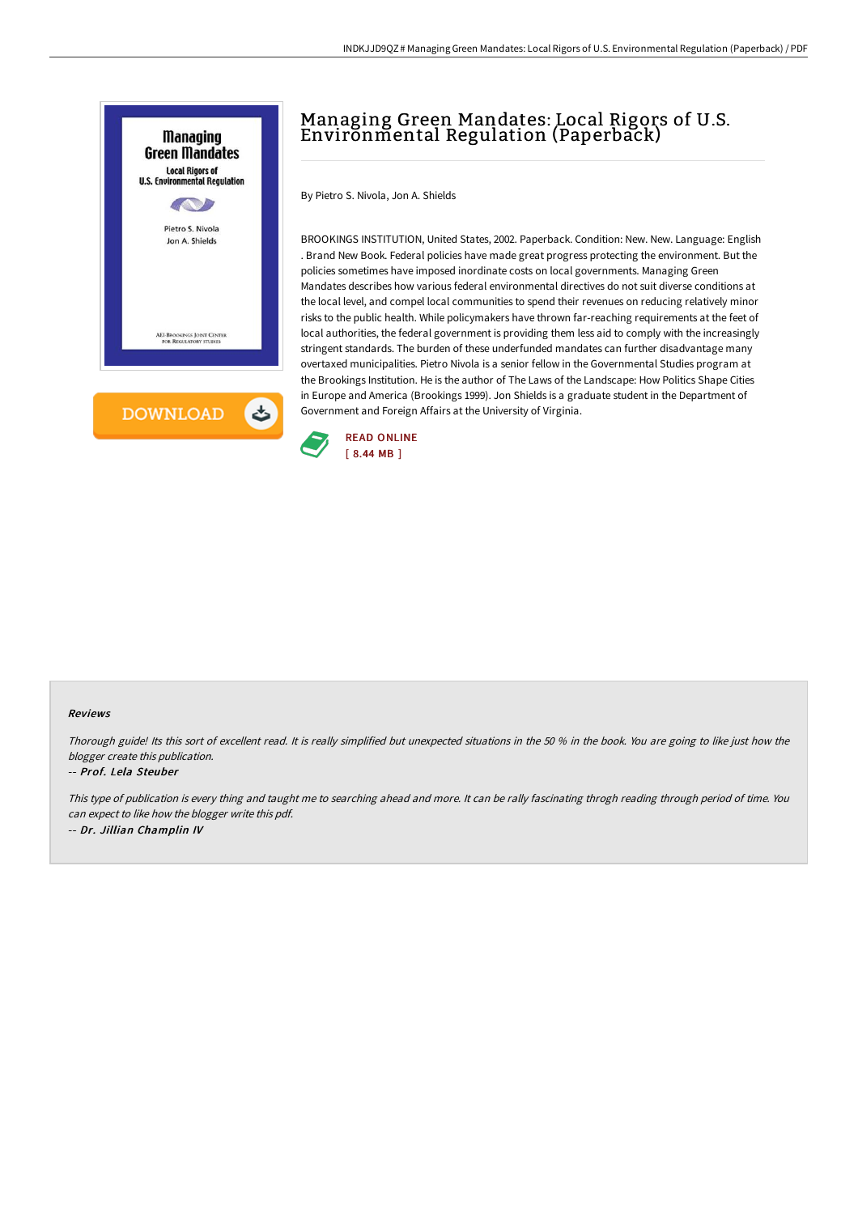# Managing Green Mandates: Local Rigors of U.S. Environmental Regulation (Paperback)

By Pietro S. Nivola, Jon A. Shields

BROOKINGS INSTITUTION, United States, 2002. Paperback. Condition: New. New. Language: English . Brand New Book. Federal policies have made great progress protecting the environment. But the policies sometimes have imposed inordinate costs on local governments. Managing Green Mandates describes how various federal environmental directives do not suit diverse conditions at the local level, and compel local communities to spend their revenues on reducing relatively minor risks to the public health. While policymakers have thrown far-reaching requirements at the feet of local authorities, the federal government is providing them less aid to comply with the increasingly stringent standards. The burden of these underfunded mandates can further disadvantage many overtaxed municipalities. Pietro Nivola is a senior fellow in the Governmental Studies program at the Brookings Institution. He is the author of The Laws of the Landscape: How Politics Shape Cities in Europe and America (Brookings 1999). Jon Shields is a graduate student in the Department of Government and Foreign Affairs at the University of Virginia.

READ ONLINE
[ 8.44 MB ]

DOWNLOAD

### Reviews

*Thorough guide! Its this sort of excellent read. It is really simplified but unexpected situations in the 50 % in the book. You are going to like just how the blogger create this publication.*

-- *Prof. Lela Steuber*

*This type of publication is every thing and taught me to searching ahead and more. It can be rally fascinating throgh reading through period of time. You can expect to like how the blogger write this pdf.*

-- *Dr. Jillian Champlin IV*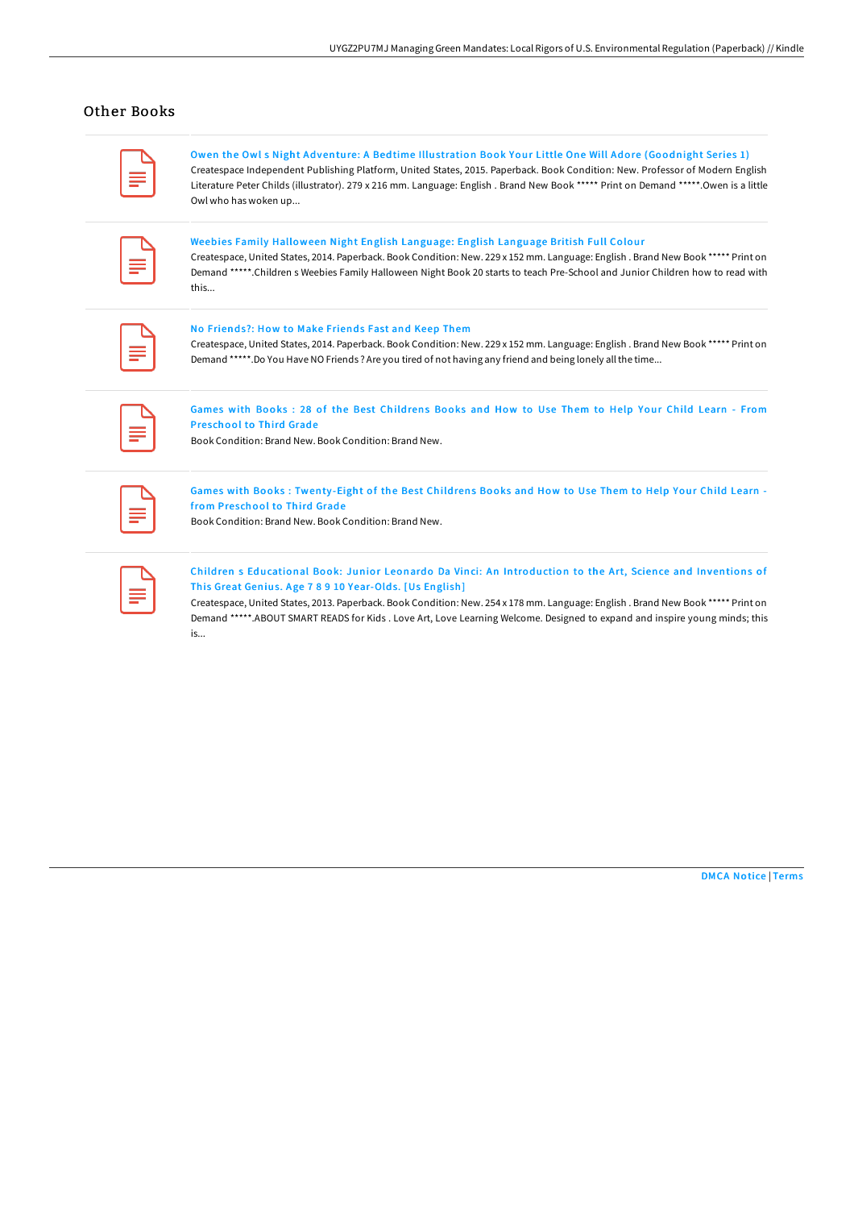## Other Books

**Owen the Owl s Night Adventure: A Bedtime Illustration Book Your Little One Will Adore (Goodnight Series 1)**
Createspace Independent Publishing Platform, United States, 2015. Paperback. Book Condition: New. Professor of Modern English Literature Peter Childs (illustrator). 279 x 216 mm. Language: English . Brand New Book ***** Print on Demand *****.Owen is a little Owl who has woken up...

**Weebies Family Halloween Night English Language: English Language British Full Colour**
Createspace, United States, 2014. Paperback. Book Condition: New. 229 x 152 mm. Language: English . Brand New Book ***** Print on Demand *****.Children s Weebies Family Halloween Night Book 20 starts to teach Pre-School and Junior Children how to read with this...

**No Friends?: How to Make Friends Fast and Keep Them**
Createspace, United States, 2014. Paperback. Book Condition: New. 229 x 152 mm. Language: English . Brand New Book ***** Print on Demand *****.Do You Have NO Friends ? Are you tired of not having any friend and being lonely all the time...

**Games with Books : 28 of the Best Childrens Books and How to Use Them to Help Your Child Learn - From Preschool to Third Grade**
Book Condition: Brand New. Book Condition: Brand New.

**Games with Books : Twenty-Eight of the Best Childrens Books and How to Use Them to Help Your Child Learn - from Preschool to Third Grade**
Book Condition: Brand New. Book Condition: Brand New.

**Children s Educational Book: Junior Leonardo Da Vinci: An Introduction to the Art, Science and Inventions of This Great Genius. Age 7 8 9 10 Year-Olds. [Us English]**
Createspace, United States, 2013. Paperback. Book Condition: New. 254 x 178 mm. Language: English . Brand New Book ***** Print on Demand *****.ABOUT SMART READS for Kids . Love Art, Love Learning Welcome. Designed to expand and inspire young minds; this is...